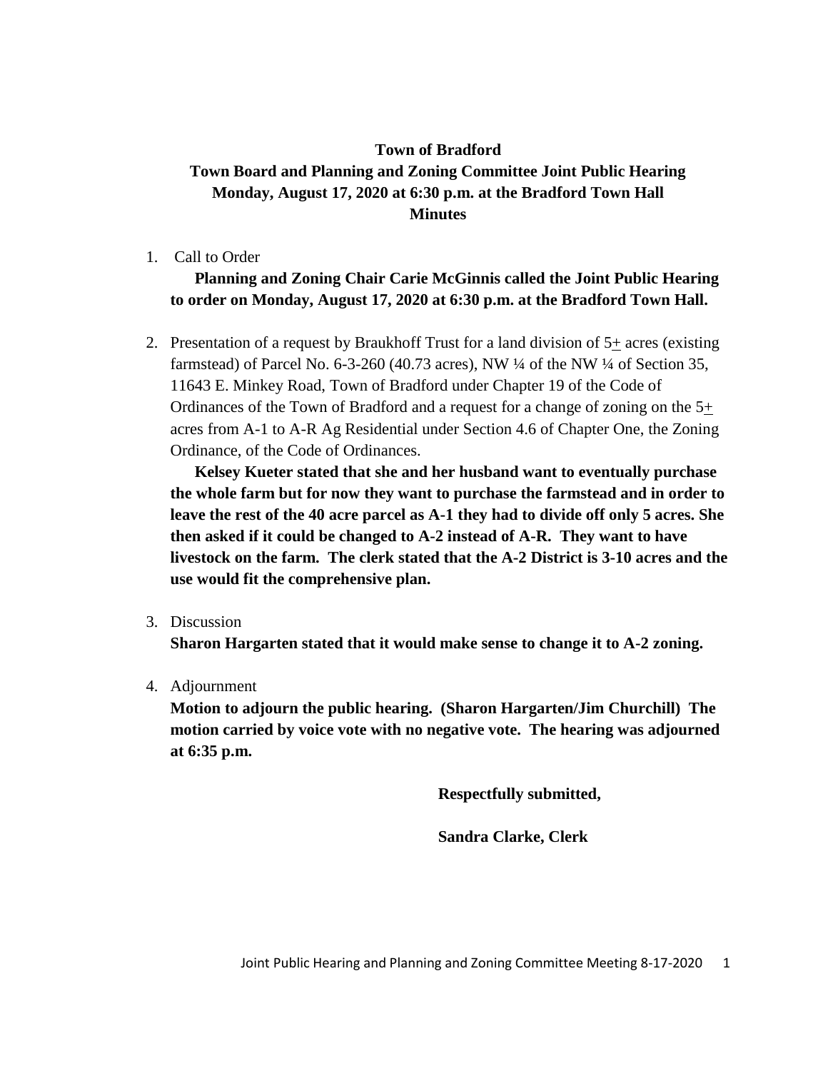**Town of Bradford**

**Town Board and Planning and Zoning Committee Joint Public Hearing**

**Monday, August 17, 2020 at 6:30 p.m. at the Bradford Town Hall**

**Minutes**

1. Call to Order

   **Planning and Zoning Chair Carie McGinnis called the Joint Public Hearing to order on Monday, August 17, 2020 at 6:30 p.m. at the Bradford Town Hall.**

2. Presentation of a request by Braukhoff Trust for a land division of 5± acres (existing farmstead) of Parcel No. 6-3-260 (40.73 acres), NW ¼ of the NW ¼ of Section 35, 11643 E. Minkey Road, Town of Bradford under Chapter 19 of the Code of Ordinances of the Town of Bradford and a request for a change of zoning on the 5± acres from A-1 to A-R Ag Residential under Section 4.6 of Chapter One, the Zoning Ordinance, of the Code of Ordinances.

   **Kelsey Kueter stated that she and her husband want to eventually purchase the whole farm but for now they want to purchase the farmstead and in order to leave the rest of the 40 acre parcel as A-1 they had to divide off only 5 acres. She then asked if it could be changed to A-2 instead of A-R. They want to have livestock on the farm. The clerk stated that the A-2 District is 3-10 acres and the use would fit the comprehensive plan.**

3. Discussion

   **Sharon Hargarten stated that it would make sense to change it to A-2 zoning.**

4. Adjournment

   **Motion to adjourn the public hearing. (Sharon Hargarten/Jim Churchill) The motion carried by voice vote with no negative vote. The hearing was adjourned at 6:35 p.m.**

**Respectfully submitted,**

**Sandra Clarke, Clerk**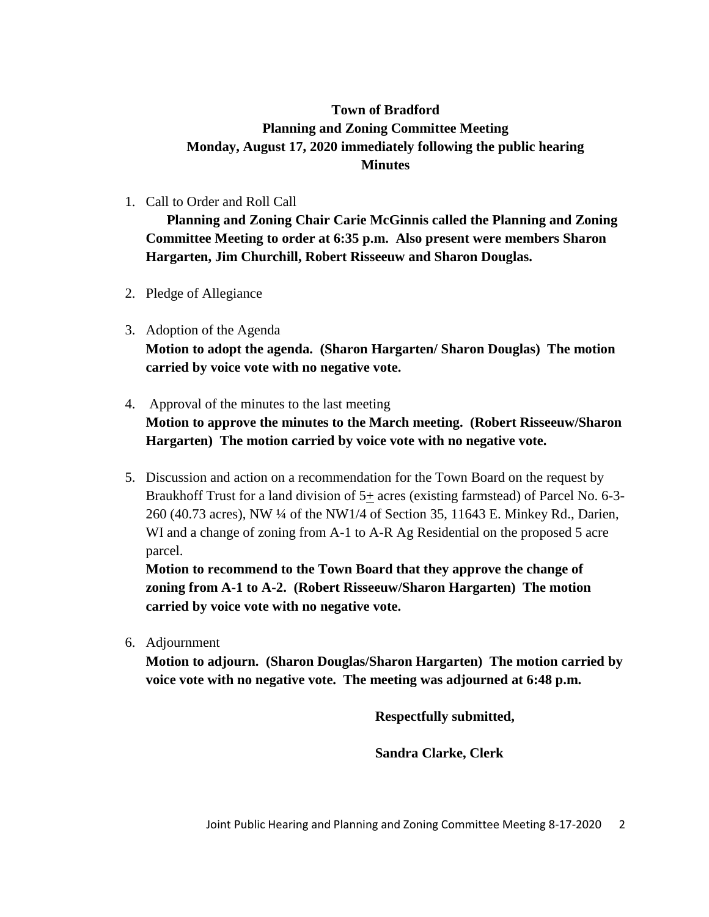# Town of Bradford
## Planning and Zoning Committee Meeting
## Monday, August 17, 2020 immediately following the public hearing
## Minutes

1. Call to Order and Roll Call

   **Planning and Zoning Chair Carie McGinnis called the Planning and Zoning Committee Meeting to order at 6:35 p.m. Also present were members Sharon Hargarten, Jim Churchill, Robert Risseeuw and Sharon Douglas.**

2. Pledge of Allegiance

3. Adoption of the Agenda

   **Motion to adopt the agenda. (Sharon Hargarten/ Sharon Douglas) The motion carried by voice vote with no negative vote.**

4. Approval of the minutes to the last meeting

   **Motion to approve the minutes to the March meeting. (Robert Risseeuw/Sharon Hargarten) The motion carried by voice vote with no negative vote.**

5. Discussion and action on a recommendation for the Town Board on the request by Braukhoff Trust for a land division of 5± acres (existing farmstead) of Parcel No. 6-3-260 (40.73 acres), NW ¼ of the NW1/4 of Section 35, 11643 E. Minkey Rd., Darien, WI and a change of zoning from A-1 to A-R Ag Residential on the proposed 5 acre parcel.

   **Motion to recommend to the Town Board that they approve the change of zoning from A-1 to A-2. (Robert Risseeuw/Sharon Hargarten) The motion carried by voice vote with no negative vote.**

6. Adjournment

   **Motion to adjourn. (Sharon Douglas/Sharon Hargarten) The motion carried by voice vote with no negative vote. The meeting was adjourned at 6:48 p.m.**

**Respectfully submitted,**

**Sandra Clarke, Clerk**